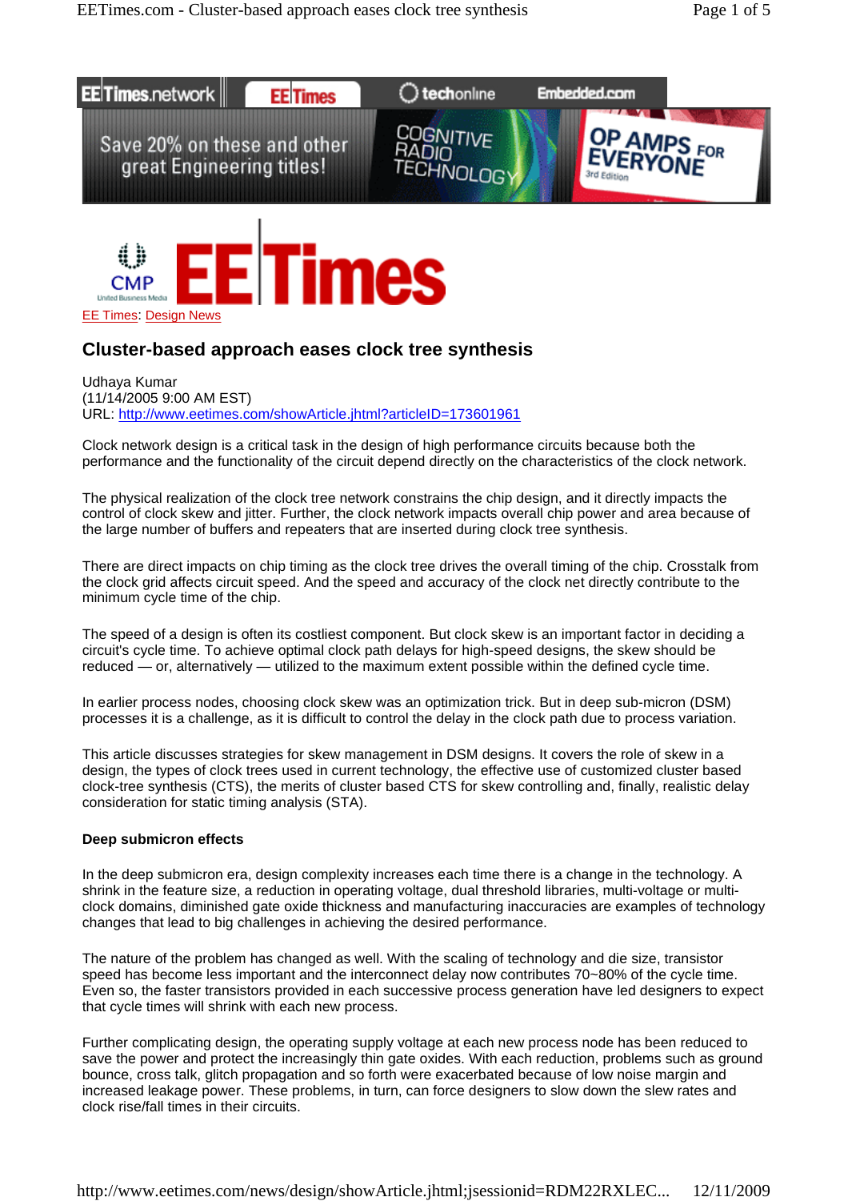EE Times: Design News

# Cluster-based approach eases clock tree synthesis

Udhaya Kumar
(11/14/2005 9:00 AM EST)
URL: http://www.eetimes.com/showArticle.jhtml?articleID=173601961

Clock network design is a critical task in the design of high performance circuits because both the performance and the functionality of the circuit depend directly on the characteristics of the clock network.

The physical realization of the clock tree network constrains the chip design, and it directly impacts the control of clock skew and jitter. Further, the clock network impacts overall chip power and area because of the large number of buffers and repeaters that are inserted during clock tree synthesis.

There are direct impacts on chip timing as the clock tree drives the overall timing of the chip. Crosstalk from the clock grid affects circuit speed. And the speed and accuracy of the clock net directly contribute to the minimum cycle time of the chip.

The speed of a design is often its costliest component. But clock skew is an important factor in deciding a circuit's cycle time. To achieve optimal clock path delays for high-speed designs, the skew should be reduced — or, alternatively — utilized to the maximum extent possible within the defined cycle time.

In earlier process nodes, choosing clock skew was an optimization trick. But in deep sub-micron (DSM) processes it is a challenge, as it is difficult to control the delay in the clock path due to process variation.

This article discusses strategies for skew management in DSM designs. It covers the role of skew in a design, the types of clock trees used in current technology, the effective use of customized cluster based clock-tree synthesis (CTS), the merits of cluster based CTS for skew controlling and, finally, realistic delay consideration for static timing analysis (STA).

**Deep submicron effects**

In the deep submicron era, design complexity increases each time there is a change in the technology. A shrink in the feature size, a reduction in operating voltage, dual threshold libraries, multi-voltage or multi-clock domains, diminished gate oxide thickness and manufacturing inaccuracies are examples of technology changes that lead to big challenges in achieving the desired performance.

The nature of the problem has changed as well. With the scaling of technology and die size, transistor speed has become less important and the interconnect delay now contributes 70~80% of the cycle time. Even so, the faster transistors provided in each successive process generation have led designers to expect that cycle times will shrink with each new process.

Further complicating design, the operating supply voltage at each new process node has been reduced to save the power and protect the increasingly thin gate oxides. With each reduction, problems such as ground bounce, cross talk, glitch propagation and so forth were exacerbated because of low noise margin and increased leakage power. These problems, in turn, can force designers to slow down the slew rates and clock rise/fall times in their circuits.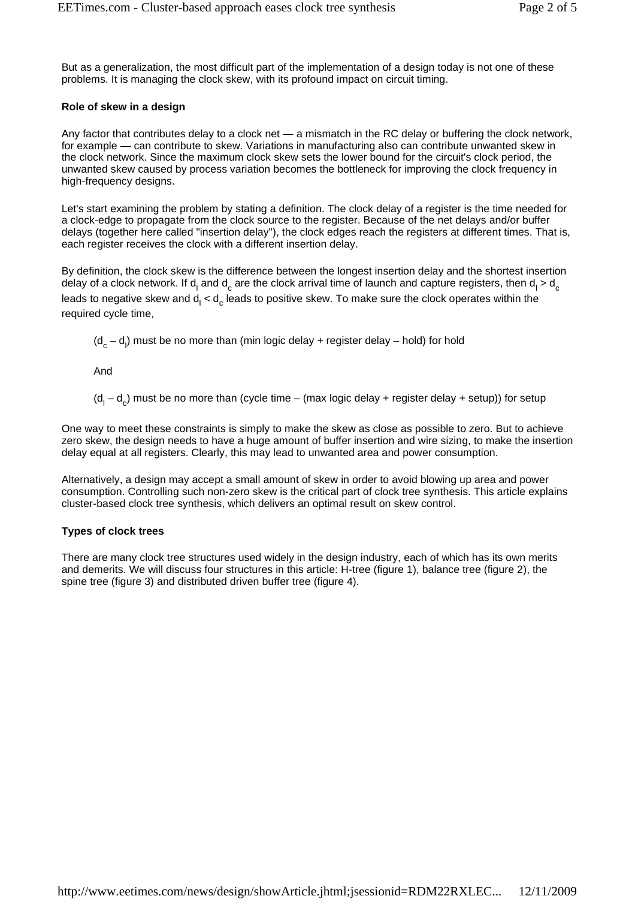But as a generalization, the most difficult part of the implementation of a design today is not one of these problems. It is managing the clock skew, with its profound impact on circuit timing.

**Role of skew in a design**

Any factor that contributes delay to a clock net — a mismatch in the RC delay or buffering the clock network, for example — can contribute to skew. Variations in manufacturing also can contribute unwanted skew in the clock network. Since the maximum clock skew sets the lower bound for the circuit's clock period, the unwanted skew caused by process variation becomes the bottleneck for improving the clock frequency in high-frequency designs.

Let's start examining the problem by stating a definition. The clock delay of a register is the time needed for a clock-edge to propagate from the clock source to the register. Because of the net delays and/or buffer delays (together here called "insertion delay"), the clock edges reach the registers at different times. That is, each register receives the clock with a different insertion delay.

By definition, the clock skew is the difference between the longest insertion delay and the shortest insertion delay of a clock network. If $d_l$ and $d_c$ are the clock arrival time of launch and capture registers, then $d_l > d_c$ leads to negative skew and $d_l < d_c$ leads to positive skew. To make sure the clock operates within the required cycle time,

$(d_c – d_l)$ must be no more than (min logic delay + register delay – hold) for hold

And

$(d_l – d_c)$ must be no more than (cycle time – (max logic delay + register delay + setup)) for setup

One way to meet these constraints is simply to make the skew as close as possible to zero. But to achieve zero skew, the design needs to have a huge amount of buffer insertion and wire sizing, to make the insertion delay equal at all registers. Clearly, this may lead to unwanted area and power consumption.

Alternatively, a design may accept a small amount of skew in order to avoid blowing up area and power consumption. Controlling such non-zero skew is the critical part of clock tree synthesis. This article explains cluster-based clock tree synthesis, which delivers an optimal result on skew control.

**Types of clock trees**

There are many clock tree structures used widely in the design industry, each of which has its own merits and demerits. We will discuss four structures in this article: H-tree (figure 1), balance tree (figure 2), the spine tree (figure 3) and distributed driven buffer tree (figure 4).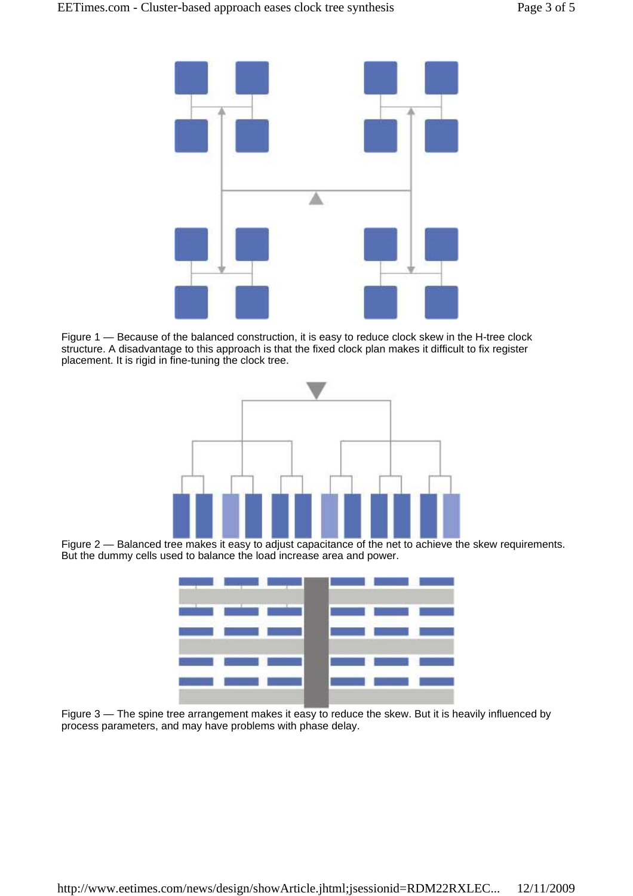Figure 1 — Because of the balanced construction, it is easy to reduce clock skew in the H-tree clock structure. A disadvantage to this approach is that the fixed clock plan makes it difficult to fix register placement. It is rigid in fine-tuning the clock tree.

Figure 2 — Balanced tree makes it easy to adjust capacitance of the net to achieve the skew requirements. But the dummy cells used to balance the load increase area and power.

Figure 3 — The spine tree arrangement makes it easy to reduce the skew. But it is heavily influenced by process parameters, and may have problems with phase delay.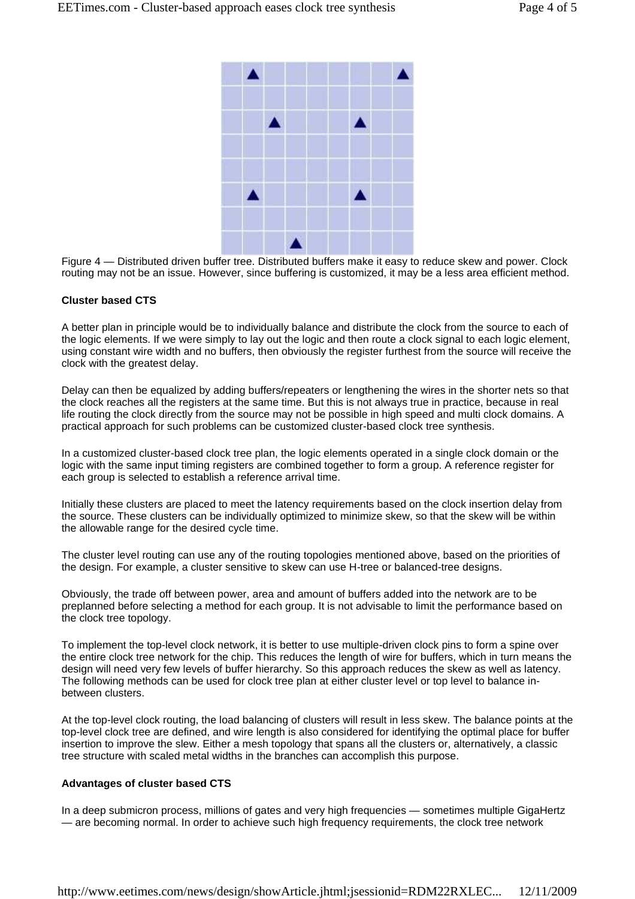Figure 4 — Distributed driven buffer tree. Distributed buffers make it easy to reduce skew and power. Clock routing may not be an issue. However, since buffering is customized, it may be a less area efficient method.

**Cluster based CTS**

A better plan in principle would be to individually balance and distribute the clock from the source to each of the logic elements. If we were simply to lay out the logic and then route a clock signal to each logic element, using constant wire width and no buffers, then obviously the register furthest from the source will receive the clock with the greatest delay.

Delay can then be equalized by adding buffers/repeaters or lengthening the wires in the shorter nets so that the clock reaches all the registers at the same time. But this is not always true in practice, because in real life routing the clock directly from the source may not be possible in high speed and multi clock domains. A practical approach for such problems can be customized cluster-based clock tree synthesis.

In a customized cluster-based clock tree plan, the logic elements operated in a single clock domain or the logic with the same input timing registers are combined together to form a group. A reference register for each group is selected to establish a reference arrival time.

Initially these clusters are placed to meet the latency requirements based on the clock insertion delay from the source. These clusters can be individually optimized to minimize skew, so that the skew will be within the allowable range for the desired cycle time.

The cluster level routing can use any of the routing topologies mentioned above, based on the priorities of the design. For example, a cluster sensitive to skew can use H-tree or balanced-tree designs.

Obviously, the trade off between power, area and amount of buffers added into the network are to be preplanned before selecting a method for each group. It is not advisable to limit the performance based on the clock tree topology.

To implement the top-level clock network, it is better to use multiple-driven clock pins to form a spine over the entire clock tree network for the chip. This reduces the length of wire for buffers, which in turn means the design will need very few levels of buffer hierarchy. So this approach reduces the skew as well as latency. The following methods can be used for clock tree plan at either cluster level or top level to balance in-between clusters.

At the top-level clock routing, the load balancing of clusters will result in less skew. The balance points at the top-level clock tree are defined, and wire length is also considered for identifying the optimal place for buffer insertion to improve the slew. Either a mesh topology that spans all the clusters or, alternatively, a classic tree structure with scaled metal widths in the branches can accomplish this purpose.

**Advantages of cluster based CTS**

In a deep submicron process, millions of gates and very high frequencies — sometimes multiple GigaHertz — are becoming normal. In order to achieve such high frequency requirements, the clock tree network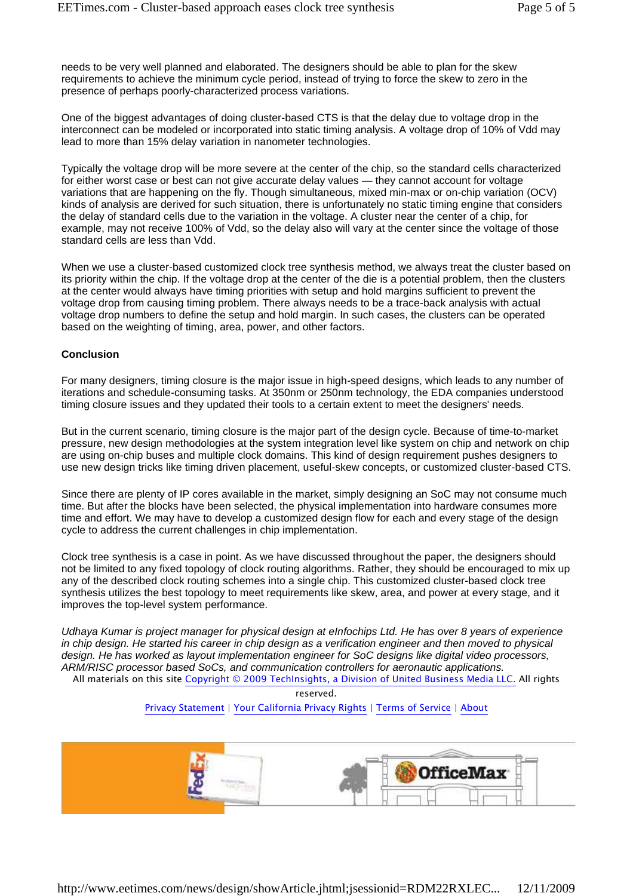needs to be very well planned and elaborated. The designers should be able to plan for the skew requirements to achieve the minimum cycle period, instead of trying to force the skew to zero in the presence of perhaps poorly-characterized process variations.

One of the biggest advantages of doing cluster-based CTS is that the delay due to voltage drop in the interconnect can be modeled or incorporated into static timing analysis. A voltage drop of 10% of Vdd may lead to more than 15% delay variation in nanometer technologies.

Typically the voltage drop will be more severe at the center of the chip, so the standard cells characterized for either worst case or best can not give accurate delay values — they cannot account for voltage variations that are happening on the fly. Though simultaneous, mixed min-max or on-chip variation (OCV) kinds of analysis are derived for such situation, there is unfortunately no static timing engine that considers the delay of standard cells due to the variation in the voltage. A cluster near the center of a chip, for example, may not receive 100% of Vdd, so the delay also will vary at the center since the voltage of those standard cells are less than Vdd.

When we use a cluster-based customized clock tree synthesis method, we always treat the cluster based on its priority within the chip. If the voltage drop at the center of the die is a potential problem, then the clusters at the center would always have timing priorities with setup and hold margins sufficient to prevent the voltage drop from causing timing problem. There always needs to be a trace-back analysis with actual voltage drop numbers to define the setup and hold margin. In such cases, the clusters can be operated based on the weighting of timing, area, power, and other factors.

**Conclusion**

For many designers, timing closure is the major issue in high-speed designs, which leads to any number of iterations and schedule-consuming tasks. At 350nm or 250nm technology, the EDA companies understood timing closure issues and they updated their tools to a certain extent to meet the designers' needs.

But in the current scenario, timing closure is the major part of the design cycle. Because of time-to-market pressure, new design methodologies at the system integration level like system on chip and network on chip are using on-chip buses and multiple clock domains. This kind of design requirement pushes designers to use new design tricks like timing driven placement, useful-skew concepts, or customized cluster-based CTS.

Since there are plenty of IP cores available in the market, simply designing an SoC may not consume much time. But after the blocks have been selected, the physical implementation into hardware consumes more time and effort. We may have to develop a customized design flow for each and every stage of the design cycle to address the current challenges in chip implementation.

Clock tree synthesis is a case in point. As we have discussed throughout the paper, the designers should not be limited to any fixed topology of clock routing algorithms. Rather, they should be encouraged to mix up any of the described clock routing schemes into a single chip. This customized cluster-based clock tree synthesis utilizes the best topology to meet requirements like skew, area, and power at every stage, and it improves the top-level system performance.

*Udhaya Kumar is project manager for physical design at eInfochips Ltd. He has over 8 years of experience in chip design. He started his career in chip design as a verification engineer and then moved to physical design. He has worked as layout implementation engineer for SoC designs like digital video processors, ARM/RISC processor based SoCs, and communication controllers for aeronautic applications.*

All materials on this site Copyright © 2009 TechInsights, a Division of United Business Media LLC. All rights reserved.

Privacy Statement | Your California Privacy Rights | Terms of Service | About